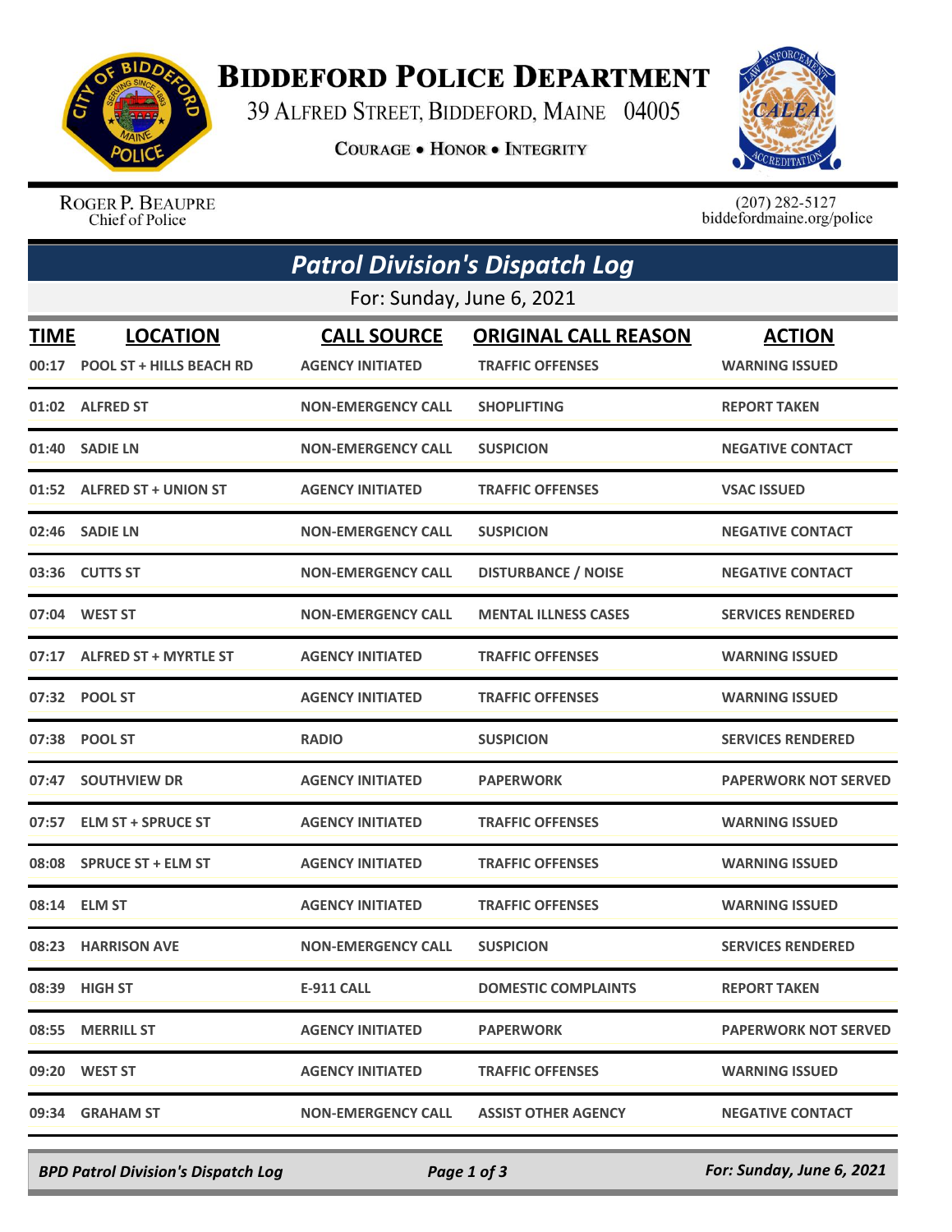# Biddeford Police Department

39 Alfred Street, Biddeford, Maine 04005

Courage • Honor • Integrity

Roger P. Beaupre
Chief of Police

(207) 282-5127
biddefordmaine.org/police

## *Patrol Division's Dispatch Log*

For: Sunday, June 6, 2021

| TIME | LOCATION | CALL SOURCE | ORIGINAL CALL REASON | ACTION |
|---|---|---|---|---|
| 00:17 | POOL ST + HILLS BEACH RD | AGENCY INITIATED | TRAFFIC OFFENSES | WARNING ISSUED |
| 01:02 | ALFRED ST | NON-EMERGENCY CALL | SHOPLIFTING | REPORT TAKEN |
| 01:40 | SADIE LN | NON-EMERGENCY CALL | SUSPICION | NEGATIVE CONTACT |
| 01:52 | ALFRED ST + UNION ST | AGENCY INITIATED | TRAFFIC OFFENSES | VSAC ISSUED |
| 02:46 | SADIE LN | NON-EMERGENCY CALL | SUSPICION | NEGATIVE CONTACT |
| 03:36 | CUTTS ST | NON-EMERGENCY CALL | DISTURBANCE / NOISE | NEGATIVE CONTACT |
| 07:04 | WEST ST | NON-EMERGENCY CALL | MENTAL ILLNESS CASES | SERVICES RENDERED |
| 07:17 | ALFRED ST + MYRTLE ST | AGENCY INITIATED | TRAFFIC OFFENSES | WARNING ISSUED |
| 07:32 | POOL ST | AGENCY INITIATED | TRAFFIC OFFENSES | WARNING ISSUED |
| 07:38 | POOL ST | RADIO | SUSPICION | SERVICES RENDERED |
| 07:47 | SOUTHVIEW DR | AGENCY INITIATED | PAPERWORK | PAPERWORK NOT SERVED |
| 07:57 | ELM ST + SPRUCE ST | AGENCY INITIATED | TRAFFIC OFFENSES | WARNING ISSUED |
| 08:08 | SPRUCE ST + ELM ST | AGENCY INITIATED | TRAFFIC OFFENSES | WARNING ISSUED |
| 08:14 | ELM ST | AGENCY INITIATED | TRAFFIC OFFENSES | WARNING ISSUED |
| 08:23 | HARRISON AVE | NON-EMERGENCY CALL | SUSPICION | SERVICES RENDERED |
| 08:39 | HIGH ST | E-911 CALL | DOMESTIC COMPLAINTS | REPORT TAKEN |
| 08:55 | MERRILL ST | AGENCY INITIATED | PAPERWORK | PAPERWORK NOT SERVED |
| 09:20 | WEST ST | AGENCY INITIATED | TRAFFIC OFFENSES | WARNING ISSUED |
| 09:34 | GRAHAM ST | NON-EMERGENCY CALL | ASSIST OTHER AGENCY | NEGATIVE CONTACT |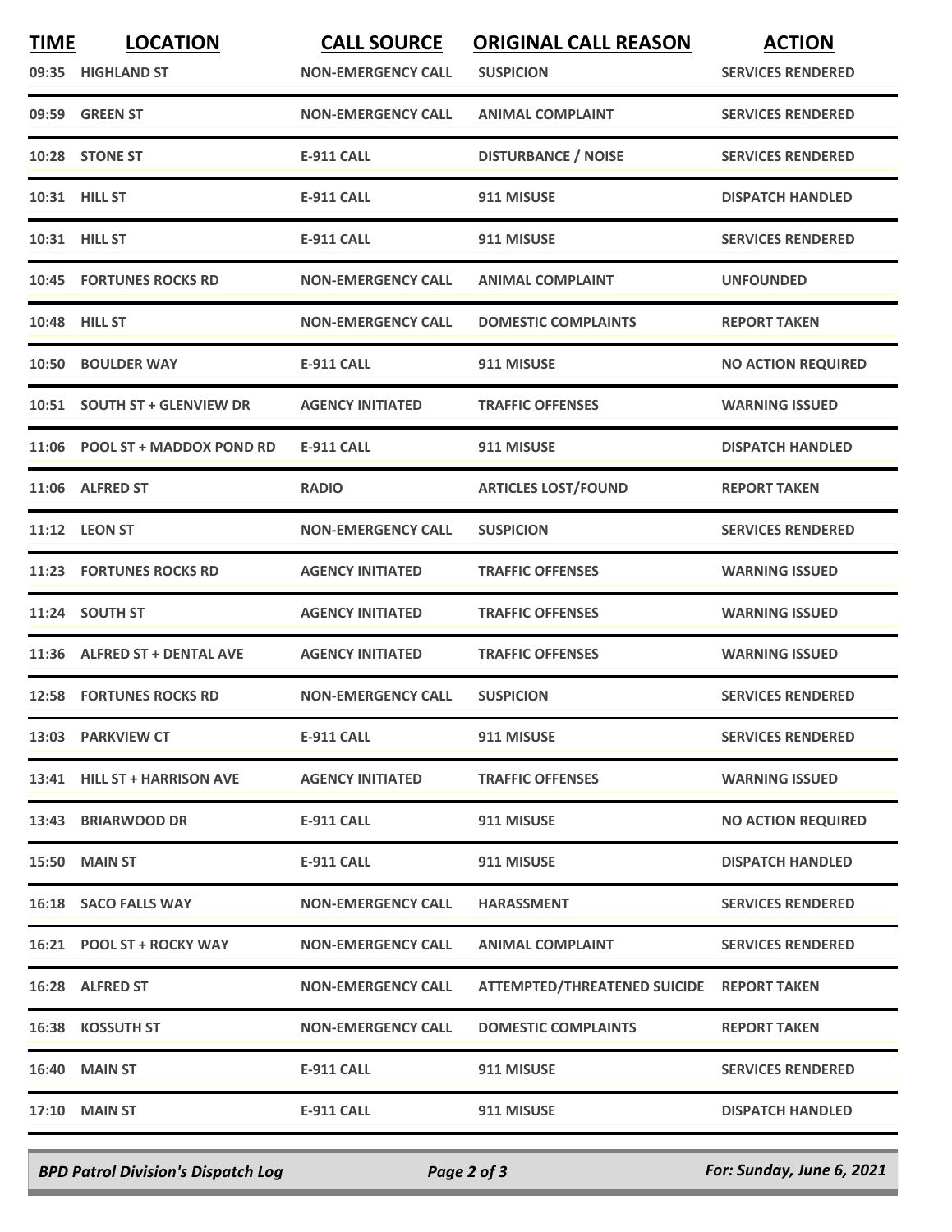| TIME | LOCATION | CALL SOURCE | ORIGINAL CALL REASON | ACTION |
| --- | --- | --- | --- | --- |
| 09:35 | HIGHLAND ST | NON-EMERGENCY CALL | SUSPICION | SERVICES RENDERED |
| 09:59 | GREEN ST | NON-EMERGENCY CALL | ANIMAL COMPLAINT | SERVICES RENDERED |
| 10:28 | STONE ST | E-911 CALL | DISTURBANCE / NOISE | SERVICES RENDERED |
| 10:31 | HILL ST | E-911 CALL | 911 MISUSE | DISPATCH HANDLED |
| 10:31 | HILL ST | E-911 CALL | 911 MISUSE | SERVICES RENDERED |
| 10:45 | FORTUNES ROCKS RD | NON-EMERGENCY CALL | ANIMAL COMPLAINT | UNFOUNDED |
| 10:48 | HILL ST | NON-EMERGENCY CALL | DOMESTIC COMPLAINTS | REPORT TAKEN |
| 10:50 | BOULDER WAY | E-911 CALL | 911 MISUSE | NO ACTION REQUIRED |
| 10:51 | SOUTH ST + GLENVIEW DR | AGENCY INITIATED | TRAFFIC OFFENSES | WARNING ISSUED |
| 11:06 | POOL ST + MADDOX POND RD | E-911 CALL | 911 MISUSE | DISPATCH HANDLED |
| 11:06 | ALFRED ST | RADIO | ARTICLES LOST/FOUND | REPORT TAKEN |
| 11:12 | LEON ST | NON-EMERGENCY CALL | SUSPICION | SERVICES RENDERED |
| 11:23 | FORTUNES ROCKS RD | AGENCY INITIATED | TRAFFIC OFFENSES | WARNING ISSUED |
| 11:24 | SOUTH ST | AGENCY INITIATED | TRAFFIC OFFENSES | WARNING ISSUED |
| 11:36 | ALFRED ST + DENTAL AVE | AGENCY INITIATED | TRAFFIC OFFENSES | WARNING ISSUED |
| 12:58 | FORTUNES ROCKS RD | NON-EMERGENCY CALL | SUSPICION | SERVICES RENDERED |
| 13:03 | PARKVIEW CT | E-911 CALL | 911 MISUSE | SERVICES RENDERED |
| 13:41 | HILL ST + HARRISON AVE | AGENCY INITIATED | TRAFFIC OFFENSES | WARNING ISSUED |
| 13:43 | BRIARWOOD DR | E-911 CALL | 911 MISUSE | NO ACTION REQUIRED |
| 15:50 | MAIN ST | E-911 CALL | 911 MISUSE | DISPATCH HANDLED |
| 16:18 | SACO FALLS WAY | NON-EMERGENCY CALL | HARASSMENT | SERVICES RENDERED |
| 16:21 | POOL ST + ROCKY WAY | NON-EMERGENCY CALL | ANIMAL COMPLAINT | SERVICES RENDERED |
| 16:28 | ALFRED ST | NON-EMERGENCY CALL | ATTEMPTED/THREATENED SUICIDE | REPORT TAKEN |
| 16:38 | KOSSUTH ST | NON-EMERGENCY CALL | DOMESTIC COMPLAINTS | REPORT TAKEN |
| 16:40 | MAIN ST | E-911 CALL | 911 MISUSE | SERVICES RENDERED |
| 17:10 | MAIN ST | E-911 CALL | 911 MISUSE | DISPATCH HANDLED |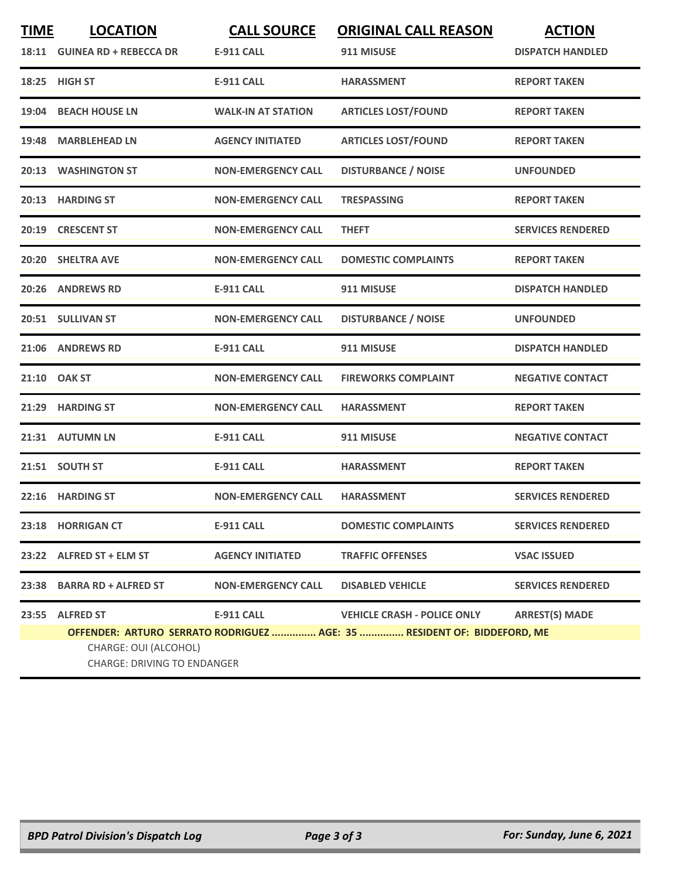| TIME | LOCATION | CALL SOURCE | ORIGINAL CALL REASON | ACTION |
|---|---|---|---|---|
| 18:11 | GUINEA RD + REBECCA DR | E-911 CALL | 911 MISUSE | DISPATCH HANDLED |
| 18:25 | HIGH ST | E-911 CALL | HARASSMENT | REPORT TAKEN |
| 19:04 | BEACH HOUSE LN | WALK-IN AT STATION | ARTICLES LOST/FOUND | REPORT TAKEN |
| 19:48 | MARBLEHEAD LN | AGENCY INITIATED | ARTICLES LOST/FOUND | REPORT TAKEN |
| 20:13 | WASHINGTON ST | NON-EMERGENCY CALL | DISTURBANCE / NOISE | UNFOUNDED |
| 20:13 | HARDING ST | NON-EMERGENCY CALL | TRESPASSING | REPORT TAKEN |
| 20:19 | CRESCENT ST | NON-EMERGENCY CALL | THEFT | SERVICES RENDERED |
| 20:20 | SHELTRA AVE | NON-EMERGENCY CALL | DOMESTIC COMPLAINTS | REPORT TAKEN |
| 20:26 | ANDREWS RD | E-911 CALL | 911 MISUSE | DISPATCH HANDLED |
| 20:51 | SULLIVAN ST | NON-EMERGENCY CALL | DISTURBANCE / NOISE | UNFOUNDED |
| 21:06 | ANDREWS RD | E-911 CALL | 911 MISUSE | DISPATCH HANDLED |
| 21:10 | OAK ST | NON-EMERGENCY CALL | FIREWORKS COMPLAINT | NEGATIVE CONTACT |
| 21:29 | HARDING ST | NON-EMERGENCY CALL | HARASSMENT | REPORT TAKEN |
| 21:31 | AUTUMN LN | E-911 CALL | 911 MISUSE | NEGATIVE CONTACT |
| 21:51 | SOUTH ST | E-911 CALL | HARASSMENT | REPORT TAKEN |
| 22:16 | HARDING ST | NON-EMERGENCY CALL | HARASSMENT | SERVICES RENDERED |
| 23:18 | HORRIGAN CT | E-911 CALL | DOMESTIC COMPLAINTS | SERVICES RENDERED |
| 23:22 | ALFRED ST + ELM ST | AGENCY INITIATED | TRAFFIC OFFENSES | VSAC ISSUED |
| 23:38 | BARRA RD + ALFRED ST | NON-EMERGENCY CALL | DISABLED VEHICLE | SERVICES RENDERED |
| 23:55 | ALFRED ST | E-911 CALL | VEHICLE CRASH - POLICE ONLY | ARREST(S) MADE |

**OFFENDER: ARTURO SERRATO RODRIGUEZ ............... AGE: 35 ............... RESIDENT OF: BIDDEFORD, ME**

CHARGE: OUI (ALCOHOL)

CHARGE: DRIVING TO ENDANGER